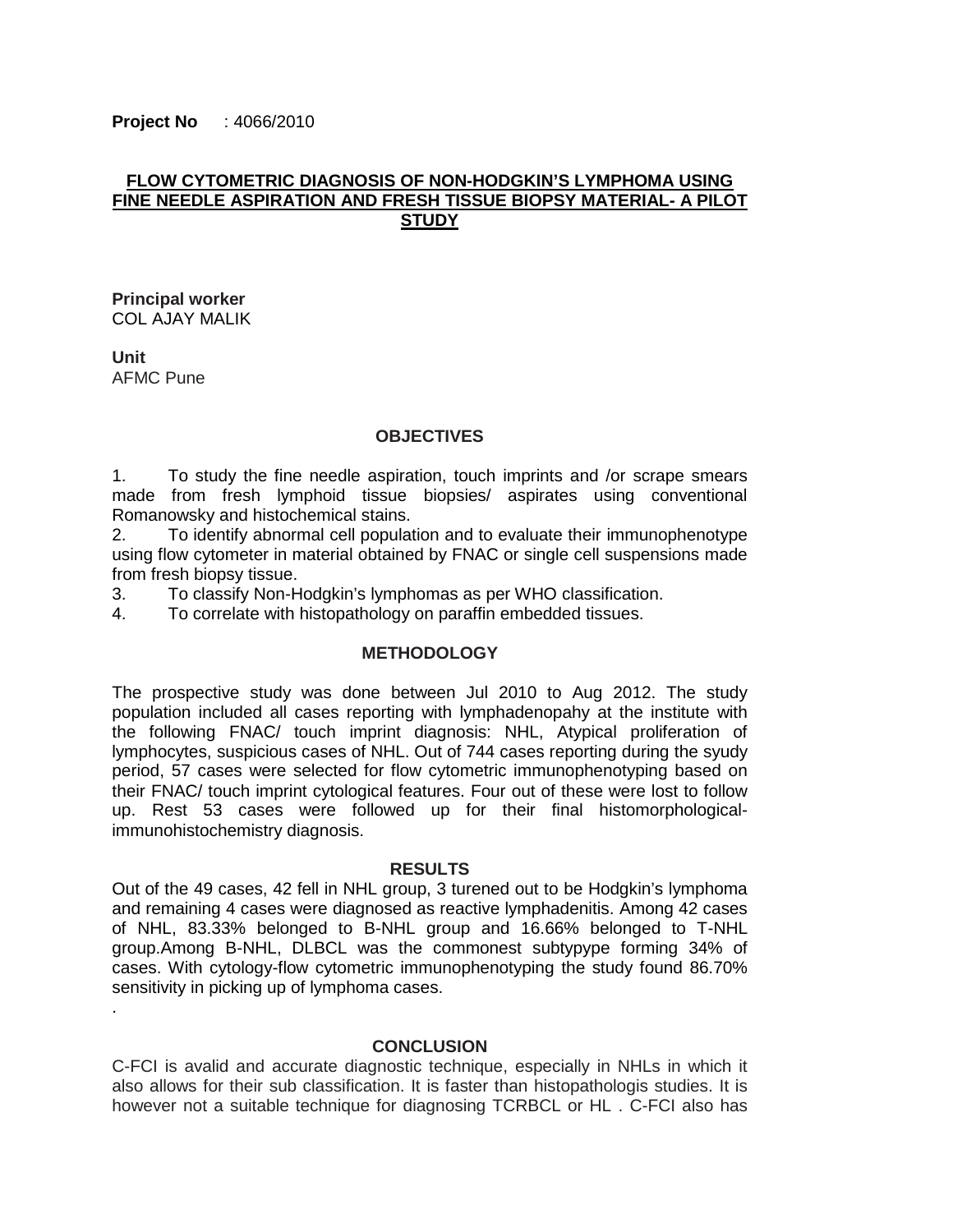**Project No** : 4066/2010

## FLOW CYTOMETRIC DIAGNOSIS OF NON-HODGKIN'S LYMPHOMA USING FINE NEEDLE ASPIRATION AND FRESH TISSUE BIOPSY MATERIAL- A PILOT STUDY

**Principal worker**
COL AJAY MALIK

**Unit**
AFMC Pune

### OBJECTIVES

1. To study the fine needle aspiration, touch imprints and /or scrape smears made from fresh lymphoid tissue biopsies/ aspirates using conventional Romanowsky and histochemical stains.
2. To identify abnormal cell population and to evaluate their immunophenotype using flow cytometer in material obtained by FNAC or single cell suspensions made from fresh biopsy tissue.
3. To classify Non-Hodgkin's lymphomas as per WHO classification.
4. To correlate with histopathology on paraffin embedded tissues.

### METHODOLOGY

The prospective study was done between Jul 2010 to Aug 2012. The study population included all cases reporting with lymphadenopahy at the institute with the following FNAC/ touch imprint diagnosis: NHL, Atypical proliferation of lymphocytes, suspicious cases of NHL. Out of 744 cases reporting during the syudy period, 57 cases were selected for flow cytometric immunophenotyping based on their FNAC/ touch imprint cytological features. Four out of these were lost to follow up. Rest 53 cases were followed up for their final histomorphological-immunohistochemistry diagnosis.

### RESULTS

Out of the 49 cases, 42 fell in NHL group, 3 turened out to be Hodgkin's lymphoma and remaining 4 cases were diagnosed as reactive lymphadenitis. Among 42 cases of NHL, 83.33% belonged to B-NHL group and 16.66% belonged to T-NHL group.Among B-NHL, DLBCL was the commonest subtypype forming 34% of cases. With cytology-flow cytometric immunophenotyping the study found 86.70% sensitivity in picking up of lymphoma cases.

.

### CONCLUSION

C-FCI is avalid and accurate diagnostic technique, especially in NHLs in which it also allows for their sub classification. It is faster than histopathologis studies. It is however not a suitable technique for diagnosing TCRBCL or HL . C-FCI also has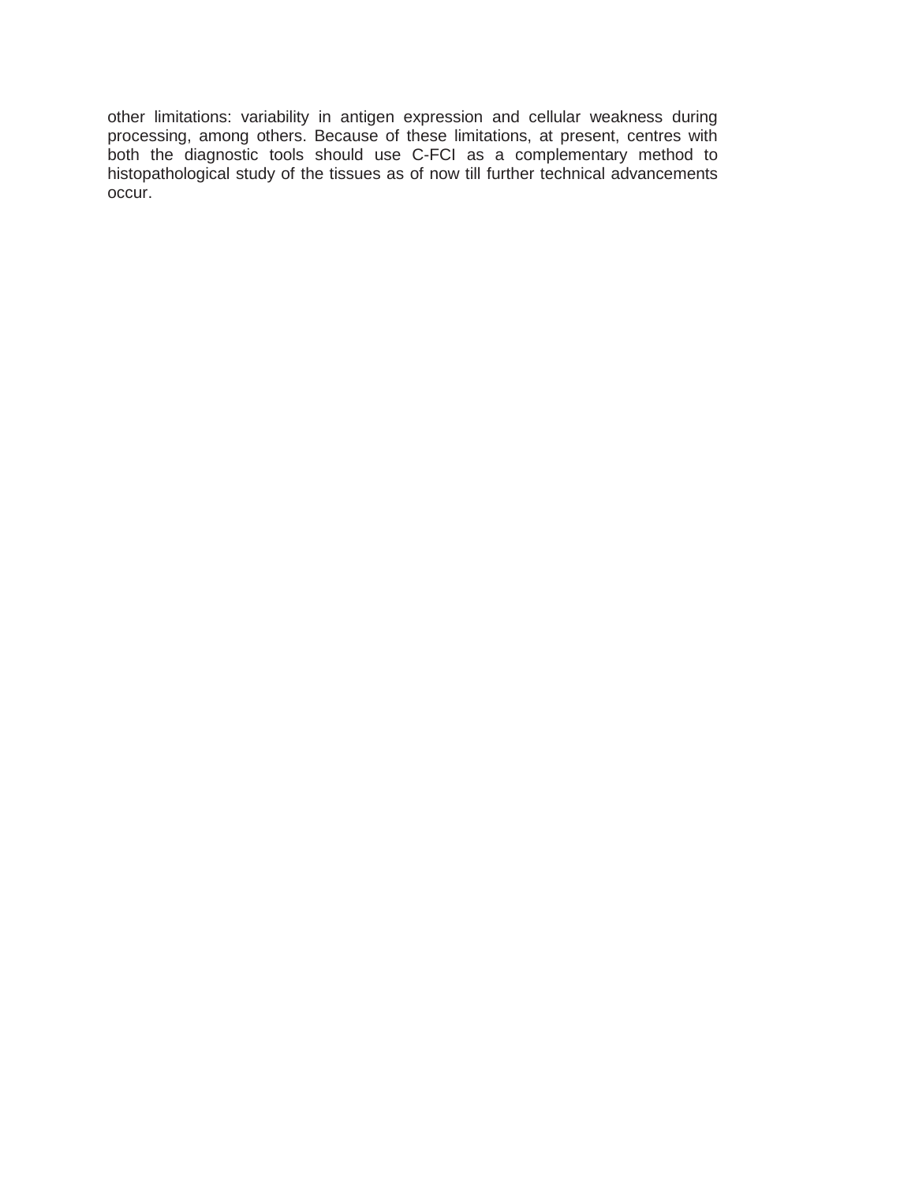other limitations: variability in antigen expression and cellular weakness during processing, among others. Because of these limitations, at present, centres with both the diagnostic tools should use C-FCI as a complementary method to histopathological study of the tissues as of now till further technical advancements occur.